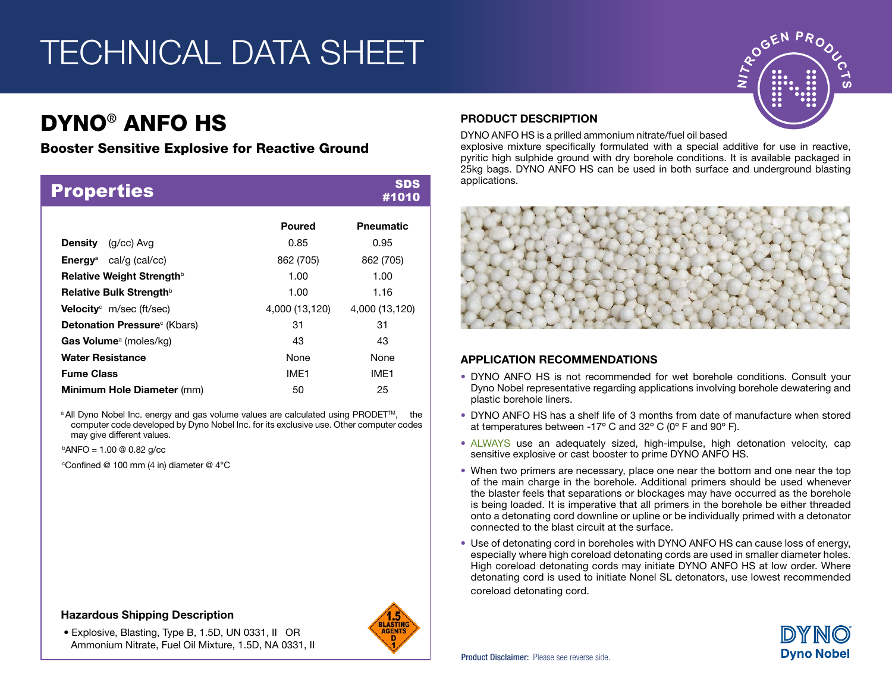# TECHNICAL DATA SHEET

# DYNO® ANFO HS

### Booster Sensitive Explosive for Reactive Ground

## Properties

SDS #1010

| | Poured | Pneumatic |
|---|---|---|
| **Density** (g/cc) Avg | 0.85 | 0.95 |
| **Energy**[a] cal/g (cal/cc) | 862 (705) | 862 (705) |
| **Relative Weight Strength**[b] | 1.00 | 1.00 |
| **Relative Bulk Strength**[b] | 1.00 | 1.16 |
| **Velocity**[c] m/sec (ft/sec) | 4,000 (13,120) | 4,000 (13,120) |
| **Detonation Pressure**[c] (Kbars) | 31 | 31 |
| **Gas Volume**[a] (moles/kg) | 43 | 43 |
| **Water Resistance** | None | None |
| **Fume Class** | IME1 | IME1 |
| **Minimum Hole Diameter** (mm) | 50 | 25 |

[a] All Dyno Nobel Inc. energy and gas volume values are calculated using PRODET™, the computer code developed by Dyno Nobel Inc. for its exclusive use. Other computer codes may give different values.

[b] ANFO = 1.00 @ 0.82 g/cc

[c] Confined @ 100 mm (4 in) diameter @ 4°C

### Hazardous Shipping Description

- Explosive, Blasting, Type B, 1.5D, UN 0331, II OR Ammonium Nitrate, Fuel Oil Mixture, 1.5D, NA 0331, II

### PRODUCT DESCRIPTION

DYNO ANFO HS is a prilled ammonium nitrate/fuel oil based explosive mixture specifically formulated with a special additive for use in reactive, pyritic high sulphide ground with dry borehole conditions. It is available packaged in 25kg bags. DYNO ANFO HS can be used in both surface and underground blasting applications.

### APPLICATION RECOMMENDATIONS

- DYNO ANFO HS is not recommended for wet borehole conditions. Consult your Dyno Nobel representative regarding applications involving borehole dewatering and plastic borehole liners.
- DYNO ANFO HS has a shelf life of 3 months from date of manufacture when stored at temperatures between -17º C and 32º C (0º F and 90º F).
- ALWAYS use an adequately sized, high-impulse, high detonation velocity, cap sensitive explosive or cast booster to prime DYNO ANFO HS.
- When two primers are necessary, place one near the bottom and one near the top of the main charge in the borehole. Additional primers should be used whenever the blaster feels that separations or blockages may have occurred as the borehole is being loaded. It is imperative that all primers in the borehole be either threaded onto a detonating cord downline or upline or be individually primed with a detonator connected to the blast circuit at the surface.
- Use of detonating cord in boreholes with DYNO ANFO HS can cause loss of energy, especially where high coreload detonating cords are used in smaller diameter holes. High coreload detonating cords may initiate DYNO ANFO HS at low order. Where detonating cord is used to initiate Nonel SL detonators, use lowest recommended coreload detonating cord.

**Product Disclaimer:** Please see reverse side.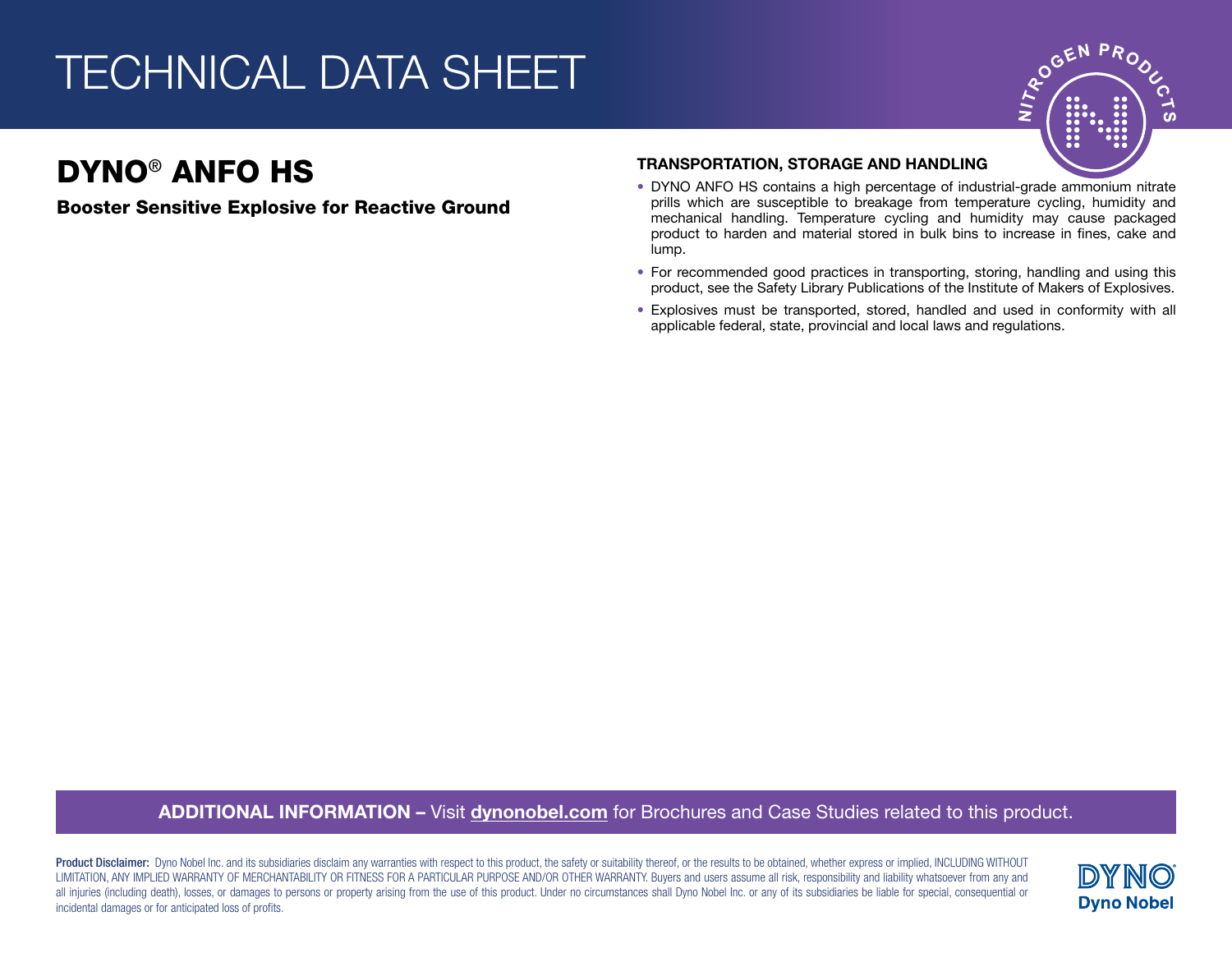# TECHNICAL DATA SHEET

## DYNO® ANFO HS

**Booster Sensitive Explosive for Reactive Ground**

### TRANSPORTATION, STORAGE AND HANDLING

- DYNO ANFO HS contains a high percentage of industrial-grade ammonium nitrate prills which are susceptible to breakage from temperature cycling, humidity and mechanical handling. Temperature cycling and humidity may cause packaged product to harden and material stored in bulk bins to increase in fines, cake and lump.
- For recommended good practices in transporting, storing, handling and using this product, see the Safety Library Publications of the Institute of Makers of Explosives.
- Explosives must be transported, stored, handled and used in conformity with all applicable federal, state, provincial and local laws and regulations.

**ADDITIONAL INFORMATION –** Visit **dynonobel.com** for Brochures and Case Studies related to this product.

**Product Disclaimer:** Dyno Nobel Inc. and its subsidiaries disclaim any warranties with respect to this product, the safety or suitability thereof, or the results to be obtained, whether express or implied, INCLUDING WITHOUT LIMITATION, ANY IMPLIED WARRANTY OF MERCHANTABILITY OR FITNESS FOR A PARTICULAR PURPOSE AND/OR OTHER WARRANTY. Buyers and users assume all risk, responsibility and liability whatsoever from any and all injuries (including death), losses, or damages to persons or property arising from the use of this product. Under no circumstances shall Dyno Nobel Inc. or any of its subsidiaries be liable for special, consequential or incidental damages or for anticipated loss of profits.